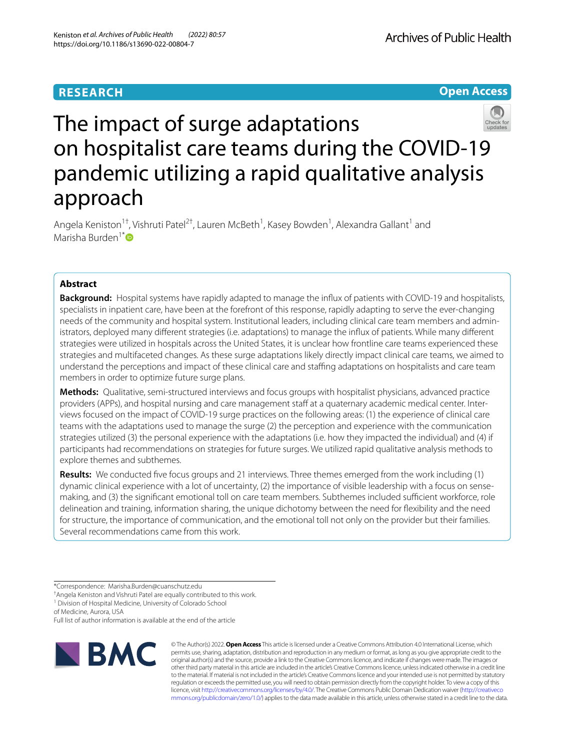RESEARCH

Open Access

# The impact of surge adaptations on hospitalist care teams during the COVID-19 pandemic utilizing a rapid qualitative analysis approach

Angela Keniston[1†], Vishruti Patel[2†], Lauren McBeth[1], Kasey Bowden[1], Alexandra Gallant[1] and Marisha Burden[1*]

## Abstract

**Background:** Hospital systems have rapidly adapted to manage the influx of patients with COVID-19 and hospitalists, specialists in inpatient care, have been at the forefront of this response, rapidly adapting to serve the ever-changing needs of the community and hospital system. Institutional leaders, including clinical care team members and administrators, deployed many different strategies (i.e. adaptations) to manage the influx of patients. While many different strategies were utilized in hospitals across the United States, it is unclear how frontline care teams experienced these strategies and multifaceted changes. As these surge adaptations likely directly impact clinical care teams, we aimed to understand the perceptions and impact of these clinical care and staffing adaptations on hospitalists and care team members in order to optimize future surge plans.

**Methods:** Qualitative, semi-structured interviews and focus groups with hospitalist physicians, advanced practice providers (APPs), and hospital nursing and care management staff at a quaternary academic medical center. Interviews focused on the impact of COVID-19 surge practices on the following areas: (1) the experience of clinical care teams with the adaptations used to manage the surge (2) the perception and experience with the communication strategies utilized (3) the personal experience with the adaptations (i.e. how they impacted the individual) and (4) if participants had recommendations on strategies for future surges. We utilized rapid qualitative analysis methods to explore themes and subthemes.

**Results:** We conducted five focus groups and 21 interviews. Three themes emerged from the work including (1) dynamic clinical experience with a lot of uncertainty, (2) the importance of visible leadership with a focus on sense-making, and (3) the significant emotional toll on care team members. Subthemes included sufficient workforce, role delineation and training, information sharing, the unique dichotomy between the need for flexibility and the need for structure, the importance of communication, and the emotional toll not only on the provider but their families. Several recommendations came from this work.

*Correspondence: Marisha.Burden@cuanschutz.edu

†Angela Keniston and Vishruti Patel are equally contributed to this work.

[1] Division of Hospital Medicine, University of Colorado School of Medicine, Aurora, USA

Full list of author information is available at the end of the article

© The Author(s) 2022. **Open Access** This article is licensed under a Creative Commons Attribution 4.0 International License, which permits use, sharing, adaptation, distribution and reproduction in any medium or format, as long as you give appropriate credit to the original author(s) and the source, provide a link to the Creative Commons licence, and indicate if changes were made. The images or other third party material in this article are included in the article's Creative Commons licence, unless indicated otherwise in a credit line to the material. If material is not included in the article's Creative Commons licence and your intended use is not permitted by statutory regulation or exceeds the permitted use, you will need to obtain permission directly from the copyright holder. To view a copy of this licence, visit http://creativecommons.org/licenses/by/4.0/. The Creative Commons Public Domain Dedication waiver (http://creativecommons.org/publicdomain/zero/1.0/) applies to the data made available in this article, unless otherwise stated in a credit line to the data.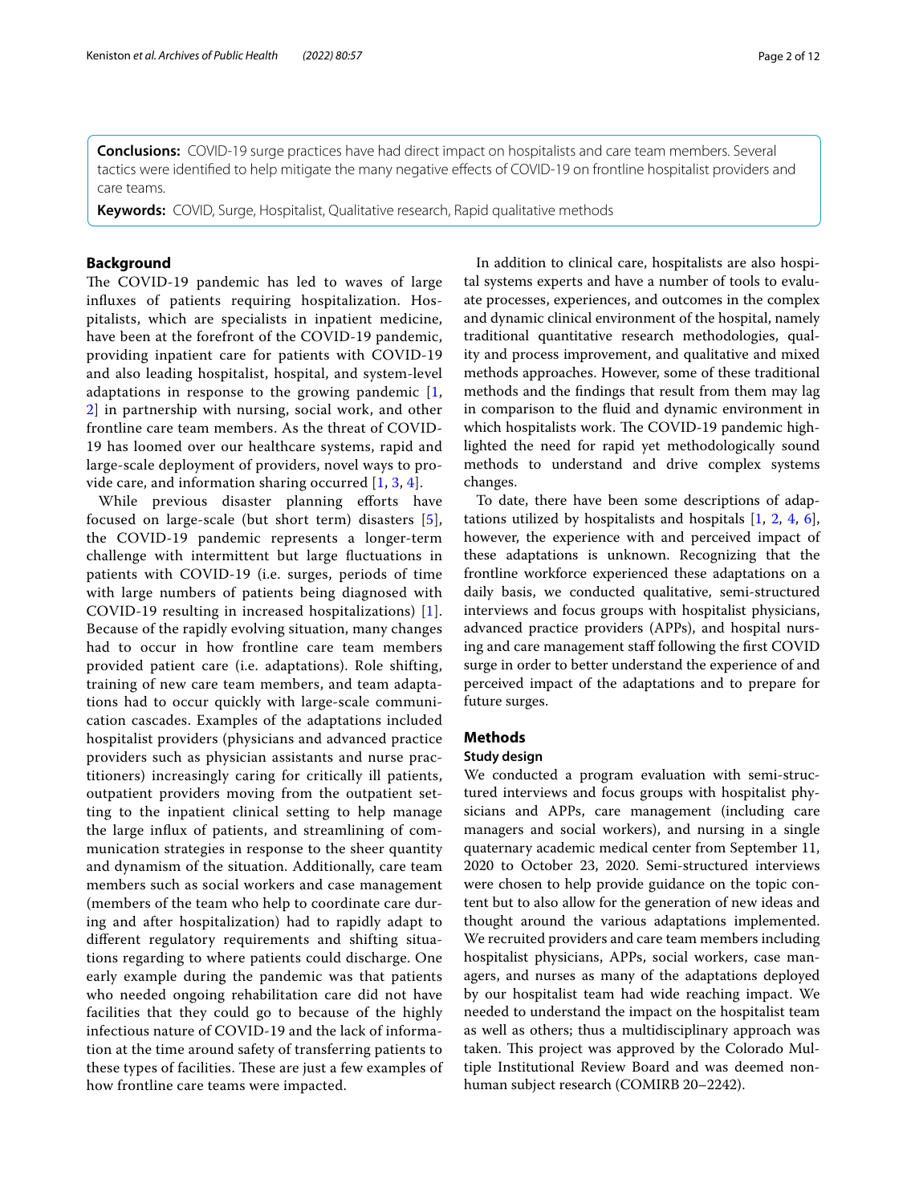**Conclusions:** COVID-19 surge practices have had direct impact on hospitalists and care team members. Several tactics were identified to help mitigate the many negative effects of COVID-19 on frontline hospitalist providers and care teams.

**Keywords:** COVID, Surge, Hospitalist, Qualitative research, Rapid qualitative methods

## Background

The COVID-19 pandemic has led to waves of large influxes of patients requiring hospitalization. Hospitalists, which are specialists in inpatient medicine, have been at the forefront of the COVID-19 pandemic, providing inpatient care for patients with COVID-19 and also leading hospitalist, hospital, and system-level adaptations in response to the growing pandemic [1, 2] in partnership with nursing, social work, and other frontline care team members. As the threat of COVID-19 has loomed over our healthcare systems, rapid and large-scale deployment of providers, novel ways to provide care, and information sharing occurred [1, 3, 4].

While previous disaster planning efforts have focused on large-scale (but short term) disasters [5], the COVID-19 pandemic represents a longer-term challenge with intermittent but large fluctuations in patients with COVID-19 (i.e. surges, periods of time with large numbers of patients being diagnosed with COVID-19 resulting in increased hospitalizations) [1]. Because of the rapidly evolving situation, many changes had to occur in how frontline care team members provided patient care (i.e. adaptations). Role shifting, training of new care team members, and team adaptations had to occur quickly with large-scale communication cascades. Examples of the adaptations included hospitalist providers (physicians and advanced practice providers such as physician assistants and nurse practitioners) increasingly caring for critically ill patients, outpatient providers moving from the outpatient setting to the inpatient clinical setting to help manage the large influx of patients, and streamlining of communication strategies in response to the sheer quantity and dynamism of the situation. Additionally, care team members such as social workers and case management (members of the team who help to coordinate care during and after hospitalization) had to rapidly adapt to different regulatory requirements and shifting situations regarding to where patients could discharge. One early example during the pandemic was that patients who needed ongoing rehabilitation care did not have facilities that they could go to because of the highly infectious nature of COVID-19 and the lack of information at the time around safety of transferring patients to these types of facilities. These are just a few examples of how frontline care teams were impacted.

In addition to clinical care, hospitalists are also hospital systems experts and have a number of tools to evaluate processes, experiences, and outcomes in the complex and dynamic clinical environment of the hospital, namely traditional quantitative research methodologies, quality and process improvement, and qualitative and mixed methods approaches. However, some of these traditional methods and the findings that result from them may lag in comparison to the fluid and dynamic environment in which hospitalists work. The COVID-19 pandemic highlighted the need for rapid yet methodologically sound methods to understand and drive complex systems changes.

To date, there have been some descriptions of adaptations utilized by hospitalists and hospitals [1, 2, 4, 6], however, the experience with and perceived impact of these adaptations is unknown. Recognizing that the frontline workforce experienced these adaptations on a daily basis, we conducted qualitative, semi-structured interviews and focus groups with hospitalist physicians, advanced practice providers (APPs), and hospital nursing and care management staff following the first COVID surge in order to better understand the experience of and perceived impact of the adaptations and to prepare for future surges.

## Methods

### Study design

We conducted a program evaluation with semi-structured interviews and focus groups with hospitalist physicians and APPs, care management (including care managers and social workers), and nursing in a single quaternary academic medical center from September 11, 2020 to October 23, 2020. Semi-structured interviews were chosen to help provide guidance on the topic content but to also allow for the generation of new ideas and thought around the various adaptations implemented. We recruited providers and care team members including hospitalist physicians, APPs, social workers, case managers, and nurses as many of the adaptations deployed by our hospitalist team had wide reaching impact. We needed to understand the impact on the hospitalist team as well as others; thus a multidisciplinary approach was taken. This project was approved by the Colorado Multiple Institutional Review Board and was deemed non-human subject research (COMIRB 20–2242).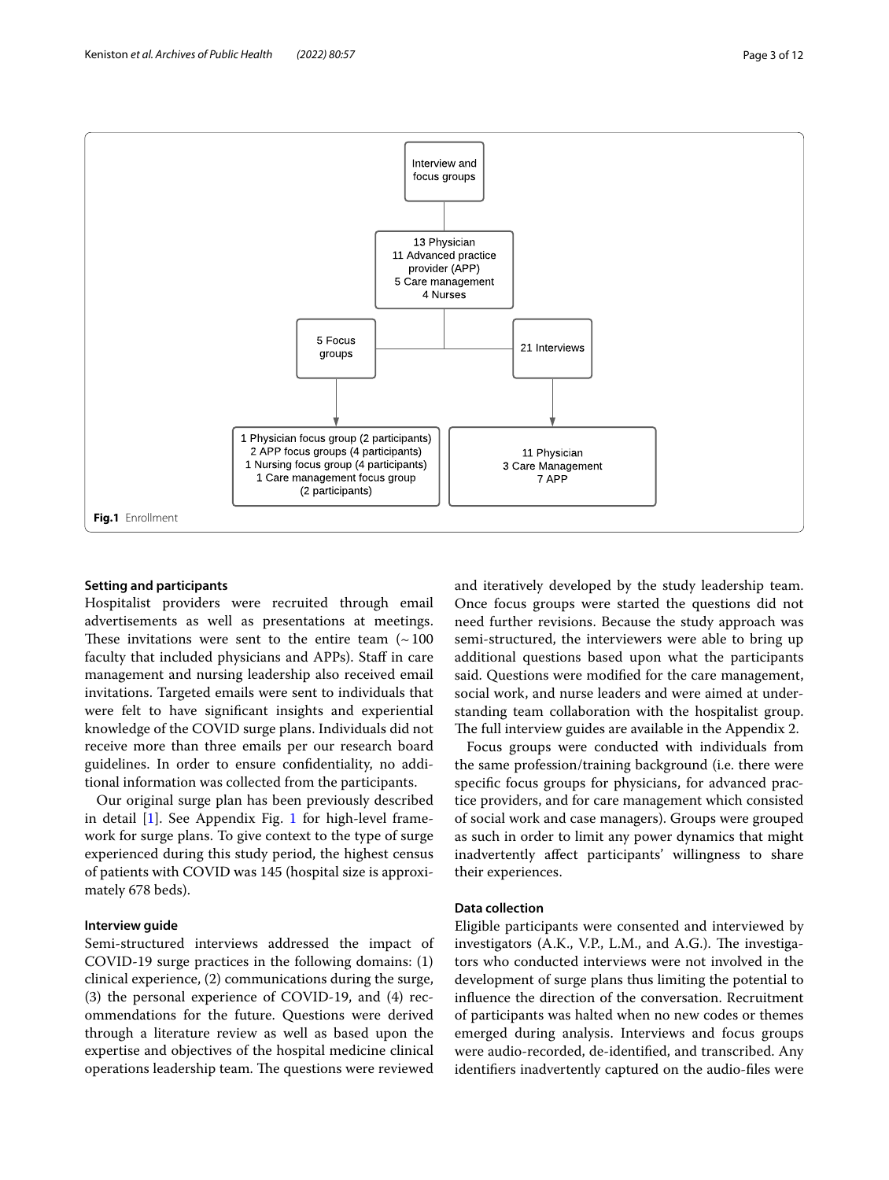Interview and focus groups

13 Physician
11 Advanced practice provider (APP)
5 Care management
4 Nurses

5 Focus groups

21 Interviews

1 Physician focus group (2 participants)
2 APP focus groups (4 participants)
1 Nursing focus group (4 participants)
1 Care management focus group (2 participants)

11 Physician
3 Care Management
7 APP

**Fig.1** Enrollment

### Setting and participants

Hospitalist providers were recruited through email advertisements as well as presentations at meetings. These invitations were sent to the entire team (~ 100 faculty that included physicians and APPs). Staff in care management and nursing leadership also received email invitations. Targeted emails were sent to individuals that were felt to have significant insights and experiential knowledge of the COVID surge plans. Individuals did not receive more than three emails per our research board guidelines. In order to ensure confidentiality, no additional information was collected from the participants.

Our original surge plan has been previously described in detail [1]. See Appendix Fig. 1 for high-level framework for surge plans. To give context to the type of surge experienced during this study period, the highest census of patients with COVID was 145 (hospital size is approximately 678 beds).

### Interview guide

Semi-structured interviews addressed the impact of COVID-19 surge practices in the following domains: (1) clinical experience, (2) communications during the surge, (3) the personal experience of COVID-19, and (4) recommendations for the future. Questions were derived through a literature review as well as based upon the expertise and objectives of the hospital medicine clinical operations leadership team. The questions were reviewed and iteratively developed by the study leadership team. Once focus groups were started the questions did not need further revisions. Because the study approach was semi-structured, the interviewers were able to bring up additional questions based upon what the participants said. Questions were modified for the care management, social work, and nurse leaders and were aimed at understanding team collaboration with the hospitalist group. The full interview guides are available in the Appendix 2.

Focus groups were conducted with individuals from the same profession/training background (i.e. there were specific focus groups for physicians, for advanced practice providers, and for care management which consisted of social work and case managers). Groups were grouped as such in order to limit any power dynamics that might inadvertently affect participants' willingness to share their experiences.

### Data collection

Eligible participants were consented and interviewed by investigators (A.K., V.P., L.M., and A.G.). The investigators who conducted interviews were not involved in the development of surge plans thus limiting the potential to influence the direction of the conversation. Recruitment of participants was halted when no new codes or themes emerged during analysis. Interviews and focus groups were audio-recorded, de-identified, and transcribed. Any identifiers inadvertently captured on the audio-files were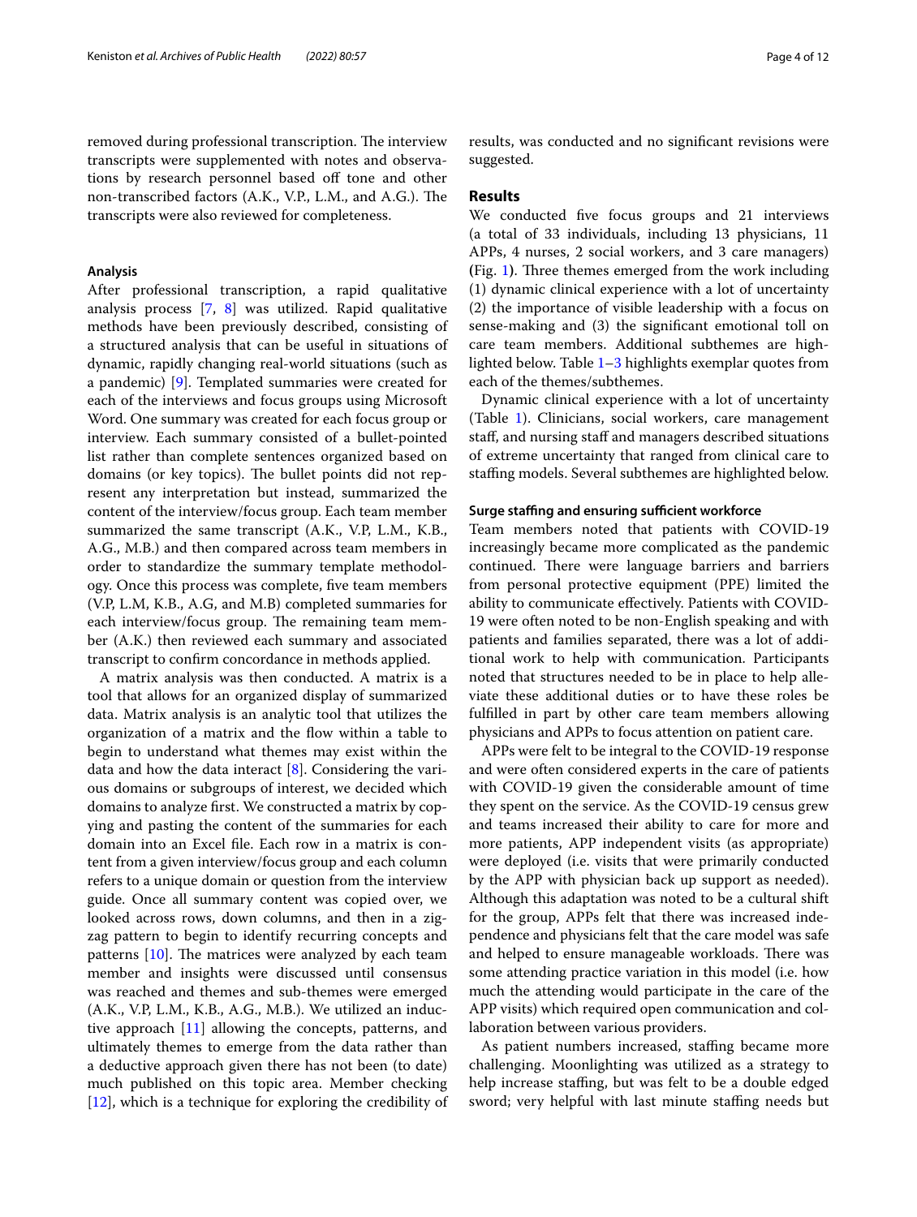removed during professional transcription. The interview transcripts were supplemented with notes and observations by research personnel based off tone and other non-transcribed factors (A.K., V.P., L.M., and A.G.). The transcripts were also reviewed for completeness.

### Analysis

After professional transcription, a rapid qualitative analysis process [7, 8] was utilized. Rapid qualitative methods have been previously described, consisting of a structured analysis that can be useful in situations of dynamic, rapidly changing real-world situations (such as a pandemic) [9]. Templated summaries were created for each of the interviews and focus groups using Microsoft Word. One summary was created for each focus group or interview. Each summary consisted of a bullet-pointed list rather than complete sentences organized based on domains (or key topics). The bullet points did not represent any interpretation but instead, summarized the content of the interview/focus group. Each team member summarized the same transcript (A.K., V.P, L.M., K.B., A.G., M.B.) and then compared across team members in order to standardize the summary template methodology. Once this process was complete, five team members (V.P, L.M, K.B., A.G, and M.B) completed summaries for each interview/focus group. The remaining team member (A.K.) then reviewed each summary and associated transcript to confirm concordance in methods applied.

A matrix analysis was then conducted. A matrix is a tool that allows for an organized display of summarized data. Matrix analysis is an analytic tool that utilizes the organization of a matrix and the flow within a table to begin to understand what themes may exist within the data and how the data interact [8]. Considering the various domains or subgroups of interest, we decided which domains to analyze first. We constructed a matrix by copying and pasting the content of the summaries for each domain into an Excel file. Each row in a matrix is content from a given interview/focus group and each column refers to a unique domain or question from the interview guide. Once all summary content was copied over, we looked across rows, down columns, and then in a zigzag pattern to begin to identify recurring concepts and patterns [10]. The matrices were analyzed by each team member and insights were discussed until consensus was reached and themes and sub-themes were emerged (A.K., V.P, L.M., K.B., A.G., M.B.). We utilized an inductive approach [11] allowing the concepts, patterns, and ultimately themes to emerge from the data rather than a deductive approach given there has not been (to date) much published on this topic area. Member checking [12], which is a technique for exploring the credibility of results, was conducted and no significant revisions were suggested.

## Results

We conducted five focus groups and 21 interviews (a total of 33 individuals, including 13 physicians, 11 APPs, 4 nurses, 2 social workers, and 3 care managers) (Fig. 1). Three themes emerged from the work including (1) dynamic clinical experience with a lot of uncertainty (2) the importance of visible leadership with a focus on sense-making and (3) the significant emotional toll on care team members. Additional subthemes are highlighted below. Table 1–3 highlights exemplar quotes from each of the themes/subthemes.

Dynamic clinical experience with a lot of uncertainty (Table 1). Clinicians, social workers, care management staff, and nursing staff and managers described situations of extreme uncertainty that ranged from clinical care to staffing models. Several subthemes are highlighted below.

### Surge staffing and ensuring sufficient workforce

Team members noted that patients with COVID-19 increasingly became more complicated as the pandemic continued. There were language barriers and barriers from personal protective equipment (PPE) limited the ability to communicate effectively. Patients with COVID-19 were often noted to be non-English speaking and with patients and families separated, there was a lot of additional work to help with communication. Participants noted that structures needed to be in place to help alleviate these additional duties or to have these roles be fulfilled in part by other care team members allowing physicians and APPs to focus attention on patient care.

APPs were felt to be integral to the COVID-19 response and were often considered experts in the care of patients with COVID-19 given the considerable amount of time they spent on the service. As the COVID-19 census grew and teams increased their ability to care for more and more patients, APP independent visits (as appropriate) were deployed (i.e. visits that were primarily conducted by the APP with physician back up support as needed). Although this adaptation was noted to be a cultural shift for the group, APPs felt that there was increased independence and physicians felt that the care model was safe and helped to ensure manageable workloads. There was some attending practice variation in this model (i.e. how much the attending would participate in the care of the APP visits) which required open communication and collaboration between various providers.

As patient numbers increased, staffing became more challenging. Moonlighting was utilized as a strategy to help increase staffing, but was felt to be a double edged sword; very helpful with last minute staffing needs but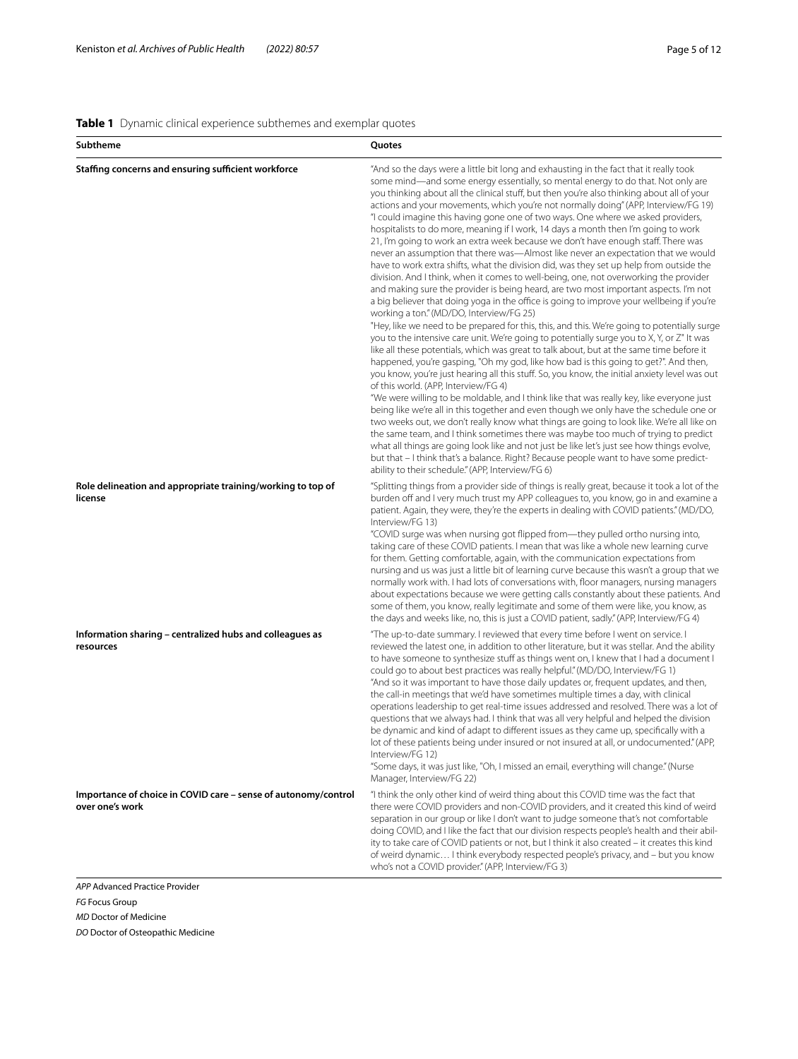**Table 1** Dynamic clinical experience subthemes and exemplar quotes

| Subtheme | Quotes |
| --- | --- |
| **Staffing concerns and ensuring sufficient workforce** | "And so the days were a little bit long and exhausting in the fact that it really took some mind—and some energy essentially, so mental energy to do that. Not only are you thinking about all the clinical stuff, but then you're also thinking about all of your actions and your movements, which you're not normally doing" (APP, Interview/FG 19) "I could imagine this having gone one of two ways. One where we asked providers, hospitalists to do more, meaning if I work, 14 days a month then I'm going to work 21, I'm going to work an extra week because we don't have enough staff. There was never an assumption that there was—Almost like never an expectation that we would have to work extra shifts, what the division did, was they set up help from outside the division. And I think, when it comes to well-being, one, not overworking the provider and making sure the provider is being heard, are two most important aspects. I'm not a big believer that doing yoga in the office is going to improve your wellbeing if you're working a ton." (MD/DO, Interview/FG 25) "Hey, like we need to be prepared for this, this, and this. We're going to potentially surge you to the intensive care unit. We're going to potentially surge you to X, Y, or Z" It was like all these potentials, which was great to talk about, but at the same time before it happened, you're gasping, "Oh my god, like how bad is this going to get?". And then, you know, you're just hearing all this stuff. So, you know, the initial anxiety level was out of this world. (APP, Interview/FG 4) "We were willing to be moldable, and I think like that was really key, like everyone just being like we're all in this together and even though we only have the schedule one or two weeks out, we don't really know what things are going to look like. We're all like on the same team, and I think sometimes there was maybe too much of trying to predict what all things are going look like and not just be like let's just see how things evolve, but that – I think that's a balance. Right? Because people want to have some predictability to their schedule." (APP, Interview/FG 6) |
| **Role delineation and appropriate training/working to top of license** | "Splitting things from a provider side of things is really great, because it took a lot of the burden off and I very much trust my APP colleagues to, you know, go in and examine a patient. Again, they were, they're the experts in dealing with COVID patients." (MD/DO, Interview/FG 13) "COVID surge was when nursing got flipped from—they pulled ortho nursing into, taking care of these COVID patients. I mean that was like a whole new learning curve for them. Getting comfortable, again, with the communication expectations from nursing and us was just a little bit of learning curve because this wasn't a group that we normally work with. I had lots of conversations with, floor managers, nursing managers about expectations because we were getting calls constantly about these patients. And some of them, you know, really legitimate and some of them were like, you know, as the days and weeks like, no, this is just a COVID patient, sadly." (APP, Interview/FG 4) |
| **Information sharing – centralized hubs and colleagues as resources** | "The up-to-date summary. I reviewed that every time before I went on service. I reviewed the latest one, in addition to other literature, but it was stellar. And the ability to have someone to synthesize stuff as things went on, I knew that I had a document I could go to about best practices was really helpful." (MD/DO, Interview/FG 1) "And so it was important to have those daily updates or, frequent updates, and then, the call-in meetings that we'd have sometimes multiple times a day, with clinical operations leadership to get real-time issues addressed and resolved. There was a lot of questions that we always had. I think that was all very helpful and helped the division be dynamic and kind of adapt to different issues as they came up, specifically with a lot of these patients being under insured or not insured at all, or undocumented." (APP, Interview/FG 12) "Some days, it was just like, "Oh, I missed an email, everything will change." (Nurse Manager, Interview/FG 22) |
| **Importance of choice in COVID care – sense of autonomy/control over one's work** | "I think the only other kind of weird thing about this COVID time was the fact that there were COVID providers and non-COVID providers, and it created this kind of weird separation in our group or like I don't want to judge someone that's not comfortable doing COVID, and I like the fact that our division respects people's health and their ability to take care of COVID patients or not, but I think it also created – it creates this kind of weird dynamic… I think everybody respected people's privacy, and – but you know who's not a COVID provider." (APP, Interview/FG 3) |

*APP* Advanced Practice Provider

*FG* Focus Group

*MD* Doctor of Medicine

*DO* Doctor of Osteopathic Medicine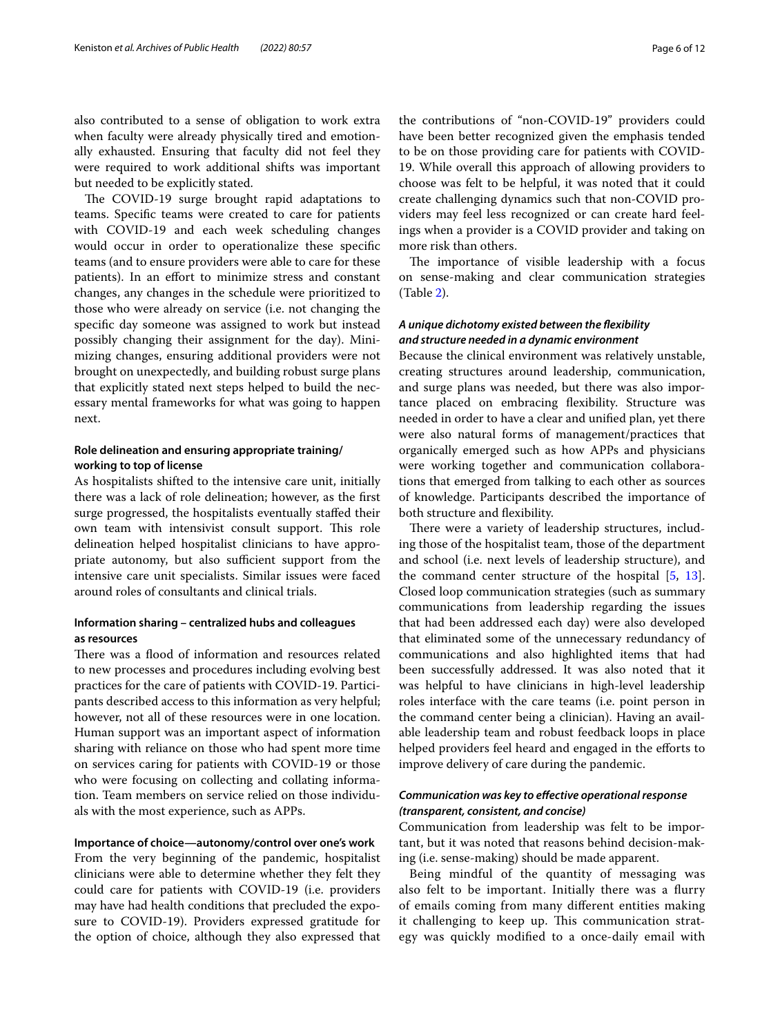also contributed to a sense of obligation to work extra when faculty were already physically tired and emotionally exhausted. Ensuring that faculty did not feel they were required to work additional shifts was important but needed to be explicitly stated.

The COVID-19 surge brought rapid adaptations to teams. Specific teams were created to care for patients with COVID-19 and each week scheduling changes would occur in order to operationalize these specific teams (and to ensure providers were able to care for these patients). In an effort to minimize stress and constant changes, any changes in the schedule were prioritized to those who were already on service (i.e. not changing the specific day someone was assigned to work but instead possibly changing their assignment for the day). Minimizing changes, ensuring additional providers were not brought on unexpectedly, and building robust surge plans that explicitly stated next steps helped to build the necessary mental frameworks for what was going to happen next.

#### Role delineation and ensuring appropriate training/working to top of license

As hospitalists shifted to the intensive care unit, initially there was a lack of role delineation; however, as the first surge progressed, the hospitalists eventually staffed their own team with intensivist consult support. This role delineation helped hospitalist clinicians to have appropriate autonomy, but also sufficient support from the intensive care unit specialists. Similar issues were faced around roles of consultants and clinical trials.

#### Information sharing – centralized hubs and colleagues as resources

There was a flood of information and resources related to new processes and procedures including evolving best practices for the care of patients with COVID-19. Participants described access to this information as very helpful; however, not all of these resources were in one location. Human support was an important aspect of information sharing with reliance on those who had spent more time on services caring for patients with COVID-19 or those who were focusing on collecting and collating information. Team members on service relied on those individuals with the most experience, such as APPs.

#### Importance of choice—autonomy/control over one's work

From the very beginning of the pandemic, hospitalist clinicians were able to determine whether they felt they could care for patients with COVID-19 (i.e. providers may have had health conditions that precluded the exposure to COVID-19). Providers expressed gratitude for the option of choice, although they also expressed that the contributions of "non-COVID-19" providers could have been better recognized given the emphasis tended to be on those providing care for patients with COVID-19. While overall this approach of allowing providers to choose was felt to be helpful, it was noted that it could create challenging dynamics such that non-COVID providers may feel less recognized or can create hard feelings when a provider is a COVID provider and taking on more risk than others.

The importance of visible leadership with a focus on sense-making and clear communication strategies (Table 2).

#### *A unique dichotomy existed between the flexibility and structure needed in a dynamic environment*

Because the clinical environment was relatively unstable, creating structures around leadership, communication, and surge plans was needed, but there was also importance placed on embracing flexibility. Structure was needed in order to have a clear and unified plan, yet there were also natural forms of management/practices that organically emerged such as how APPs and physicians were working together and communication collaborations that emerged from talking to each other as sources of knowledge. Participants described the importance of both structure and flexibility.

There were a variety of leadership structures, including those of the hospitalist team, those of the department and school (i.e. next levels of leadership structure), and the command center structure of the hospital [5, 13]. Closed loop communication strategies (such as summary communications from leadership regarding the issues that had been addressed each day) were also developed that eliminated some of the unnecessary redundancy of communications and also highlighted items that had been successfully addressed. It was also noted that it was helpful to have clinicians in high-level leadership roles interface with the care teams (i.e. point person in the command center being a clinician). Having an available leadership team and robust feedback loops in place helped providers feel heard and engaged in the efforts to improve delivery of care during the pandemic.

#### *Communication was key to effective operational response (transparent, consistent, and concise)*

Communication from leadership was felt to be important, but it was noted that reasons behind decision-making (i.e. sense-making) should be made apparent.

Being mindful of the quantity of messaging was also felt to be important. Initially there was a flurry of emails coming from many different entities making it challenging to keep up. This communication strategy was quickly modified to a once-daily email with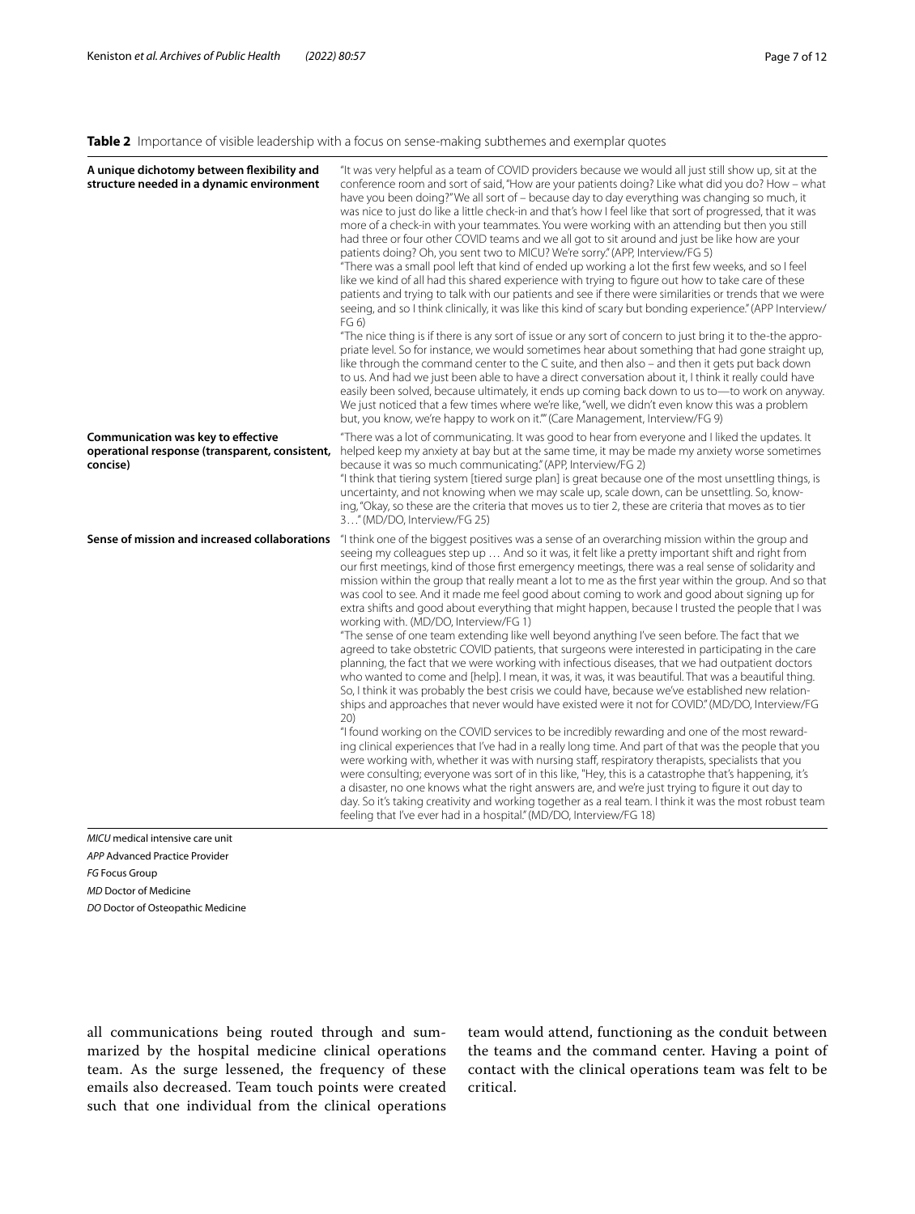**Table 2** Importance of visible leadership with a focus on sense-making subthemes and exemplar quotes

| | |
|---|---|
| **A unique dichotomy between flexibility and structure needed in a dynamic environment** | "It was very helpful as a team of COVID providers because we would all just still show up, sit at the conference room and sort of said, "How are your patients doing? Like what did you do? How – what have you been doing?" We all sort of – because day to day everything was changing so much, it was nice to just do like a little check-in and that's how I feel like that sort of progressed, that it was more of a check-in with your teammates. You were working with an attending but then you still had three or four other COVID teams and we all got to sit around and just be like how are your patients doing? Oh, you sent two to MICU? We're sorry." (APP, Interview/FG 5)<br>"There was a small pool left that kind of ended up working a lot the first few weeks, and so I feel like we kind of all had this shared experience with trying to figure out how to take care of these patients and trying to talk with our patients and see if there were similarities or trends that we were seeing, and so I think clinically, it was like this kind of scary but bonding experience." (APP Interview/FG 6)<br>"The nice thing is if there is any sort of issue or any sort of concern to just bring it to the-the appropriate level. So for instance, we would sometimes hear about something that had gone straight up, like through the command center to the C suite, and then also – and then it gets put back down to us. And had we just been able to have a direct conversation about it, I think it really could have easily been solved, because ultimately, it ends up coming back down to us to—to work on anyway. We just noticed that a few times where we're like, "well, we didn't even know this was a problem but, you know, we're happy to work on it."" (Care Management, Interview/FG 9) |
| **Communication was key to effective operational response (transparent, consistent, concise)** | "There was a lot of communicating. It was good to hear from everyone and I liked the updates. It helped keep my anxiety at bay but at the same time, it may be made my anxiety worse sometimes because it was so much communicating." (APP, Interview/FG 2)<br>"I think that tiering system [tiered surge plan] is great because one of the most unsettling things, is uncertainty, and not knowing when we may scale up, scale down, can be unsettling. So, knowing, "Okay, so these are the criteria that moves us to tier 2, these are criteria that moves as to tier 3…" (MD/DO, Interview/FG 25) |
| **Sense of mission and increased collaborations** | "I think one of the biggest positives was a sense of an overarching mission within the group and seeing my colleagues step up … And so it was, it felt like a pretty important shift and right from our first meetings, kind of those first emergency meetings, there was a real sense of solidarity and mission within the group that really meant a lot to me as the first year within the group. And so that was cool to see. And it made me feel good about coming to work and good about signing up for extra shifts and good about everything that might happen, because I trusted the people that I was working with. (MD/DO, Interview/FG 1)<br>"The sense of one team extending like well beyond anything I've seen before. The fact that we agreed to take obstetric COVID patients, that surgeons were interested in participating in the care planning, the fact that we were working with infectious diseases, that we had outpatient doctors who wanted to come and [help]. I mean, it was, it was, it was beautiful. That was a beautiful thing. So, I think it was probably the best crisis we could have, because we've established new relationships and approaches that never would have existed were it not for COVID." (MD/DO, Interview/FG 20)<br>"I found working on the COVID services to be incredibly rewarding and one of the most rewarding clinical experiences that I've had in a really long time. And part of that was the people that you were working with, whether it was with nursing staff, respiratory therapists, specialists that you were consulting; everyone was sort of in this like, "Hey, this is a catastrophe that's happening, it's a disaster, no one knows what the right answers are, and we're just trying to figure it out day to day. So it's taking creativity and working together as a real team. I think it was the most robust team feeling that I've ever had in a hospital." (MD/DO, Interview/FG 18) |

*MICU* medical intensive care unit

*APP* Advanced Practice Provider

*FG* Focus Group

*MD* Doctor of Medicine

*DO* Doctor of Osteopathic Medicine

all communications being routed through and summarized by the hospital medicine clinical operations team. As the surge lessened, the frequency of these emails also decreased. Team touch points were created such that one individual from the clinical operations team would attend, functioning as the conduit between the teams and the command center. Having a point of contact with the clinical operations team was felt to be critical.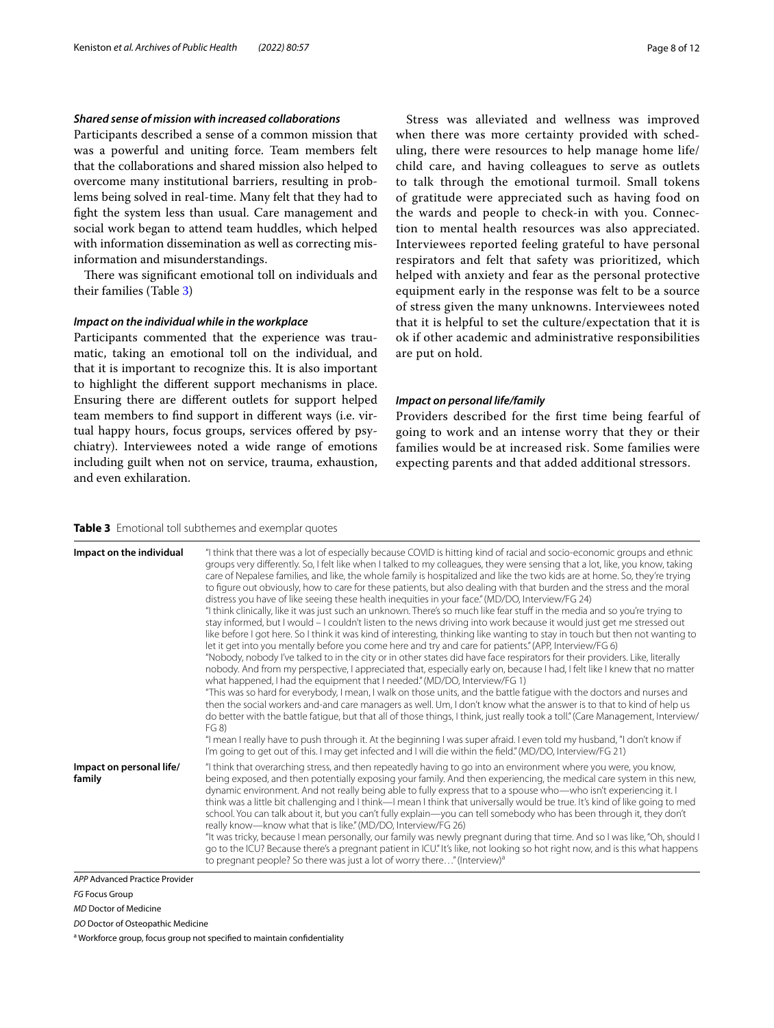### *Shared sense of mission with increased collaborations*

Participants described a sense of a common mission that was a powerful and uniting force. Team members felt that the collaborations and shared mission also helped to overcome many institutional barriers, resulting in problems being solved in real-time. Many felt that they had to fight the system less than usual. Care management and social work began to attend team huddles, which helped with information dissemination as well as correcting misinformation and misunderstandings.

There was significant emotional toll on individuals and their families (Table 3)

### *Impact on the individual while in the workplace*

Participants commented that the experience was traumatic, taking an emotional toll on the individual, and that it is important to recognize this. It is also important to highlight the different support mechanisms in place. Ensuring there are different outlets for support helped team members to find support in different ways (i.e. virtual happy hours, focus groups, services offered by psychiatry). Interviewees noted a wide range of emotions including guilt when not on service, trauma, exhaustion, and even exhilaration.

Stress was alleviated and wellness was improved when there was more certainty provided with scheduling, there were resources to help manage home life/ child care, and having colleagues to serve as outlets to talk through the emotional turmoil. Small tokens of gratitude were appreciated such as having food on the wards and people to check-in with you. Connection to mental health resources was also appreciated. Interviewees reported feeling grateful to have personal respirators and felt that safety was prioritized, which helped with anxiety and fear as the personal protective equipment early in the response was felt to be a source of stress given the many unknowns. Interviewees noted that it is helpful to set the culture/expectation that it is ok if other academic and administrative responsibilities are put on hold.

### *Impact on personal life/family*

Providers described for the first time being fearful of going to work and an intense worry that they or their families would be at increased risk. Some families were expecting parents and that added additional stressors.

**Table 3** Emotional toll subthemes and exemplar quotes

| | |
|---|---|
| **Impact on the individual** | "I think that there was a lot of especially because COVID is hitting kind of racial and socio-economic groups and ethnic groups very differently. So, I felt like when I talked to my colleagues, they were sensing that a lot, like, you know, taking care of Nepalese families, and like, the whole family is hospitalized and like the two kids are at home. So, they're trying to figure out obviously, how to care for these patients, but also dealing with that burden and the stress and the moral distress you have of like seeing these health inequities in your face." (MD/DO, Interview/FG 24)<br>"I think clinically, like it was just such an unknown. There's so much like fear stuff in the media and so you're trying to stay informed, but I would – I couldn't listen to the news driving into work because it would just get me stressed out like before I got here. So I think it was kind of interesting, thinking like wanting to stay in touch but then not wanting to let it get into you mentally before you come here and try and care for patients." (APP, Interview/FG 6)<br>"Nobody, nobody I've talked to in the city or in other states did have face respirators for their providers. Like, literally nobody. And from my perspective, I appreciated that, especially early on, because I had, I felt like I knew that no matter what happened, I had the equipment that I needed." (MD/DO, Interview/FG 1)<br>"This was so hard for everybody, I mean, I walk on those units, and the battle fatigue with the doctors and nurses and then the social workers and-and care managers as well. Um, I don't know what the answer is to that to kind of help us do better with the battle fatigue, but that all of those things, I think, just really took a toll." (Care Management, Interview/FG 8)<br>"I mean I really have to push through it. At the beginning I was super afraid. I even told my husband, "I don't know if I'm going to get out of this. I may get infected and I will die within the field." (MD/DO, Interview/FG 21) |
| **Impact on personal life/family** | "I think that overarching stress, and then repeatedly having to go into an environment where you were, you know, being exposed, and then potentially exposing your family. And then experiencing, the medical care system in this new, dynamic environment. And not really being able to fully express that to a spouse who—who isn't experiencing it. I think was a little bit challenging and I think—I mean I think that universally would be true. It's kind of like going to med school. You can talk about it, but you can't fully explain—you can tell somebody who has been through it, they don't really know—know what that is like." (MD/DO, Interview/FG 26)<br>"It was tricky, because I mean personally, our family was newly pregnant during that time. And so I was like, "Oh, should I go to the ICU? Because there's a pregnant patient in ICU." It's like, not looking so hot right now, and is this what happens to pregnant people? So there was just a lot of worry there…" (Interview)[a] |

*APP* Advanced Practice Provider

*FG* Focus Group

*MD* Doctor of Medicine

*DO* Doctor of Osteopathic Medicine

[a] Workforce group, focus group not specified to maintain confidentiality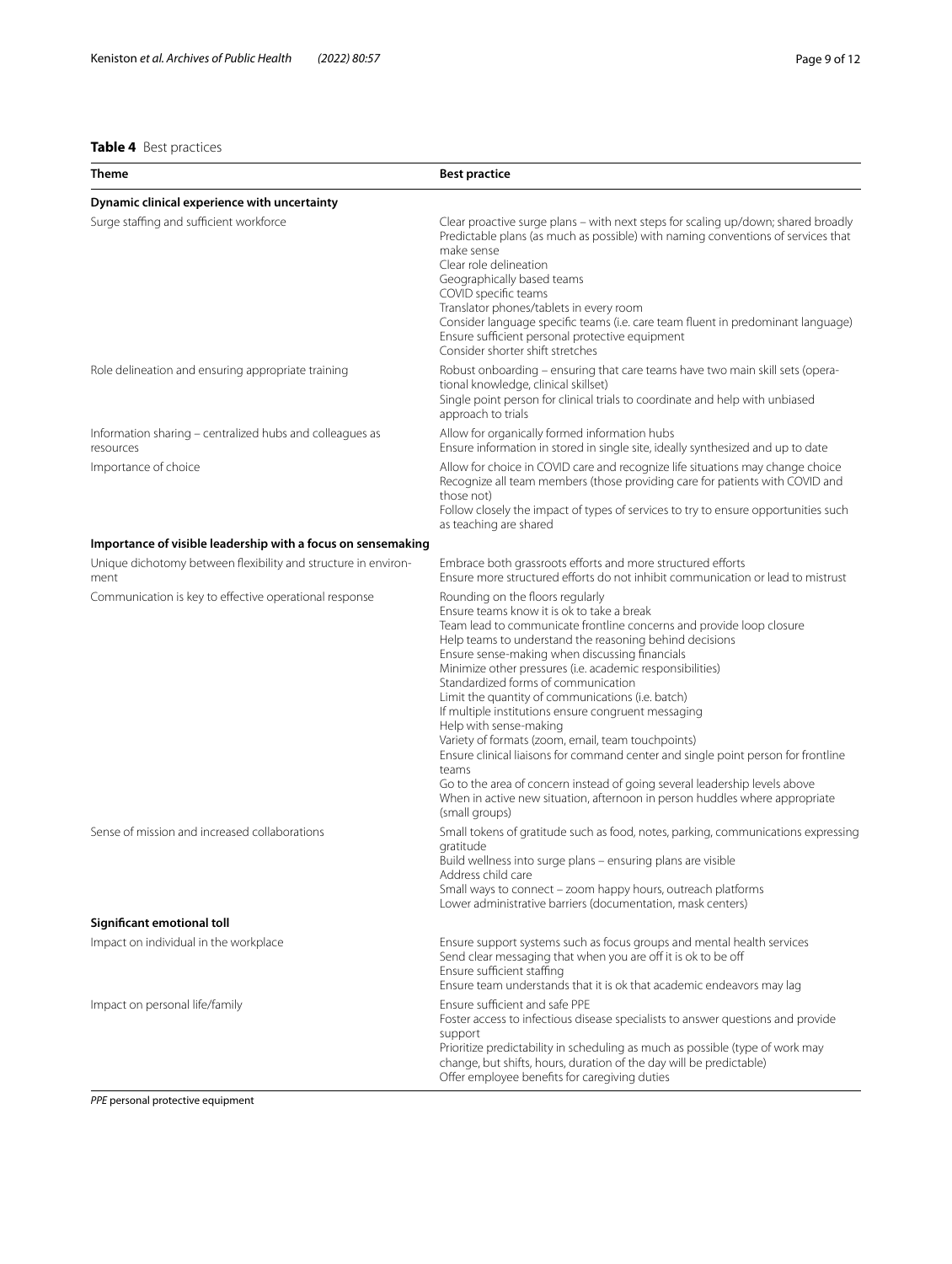**Table 4** Best practices

| Theme | Best practice |
| --- | --- |
| **Dynamic clinical experience with uncertainty** | |
| Surge staffing and sufficient workforce | Clear proactive surge plans – with next steps for scaling up/down; shared broadly<br>Predictable plans (as much as possible) with naming conventions of services that make sense<br>Clear role delineation<br>Geographically based teams<br>COVID specific teams<br>Translator phones/tablets in every room<br>Consider language specific teams (i.e. care team fluent in predominant language)<br>Ensure sufficient personal protective equipment<br>Consider shorter shift stretches |
| Role delineation and ensuring appropriate training | Robust onboarding – ensuring that care teams have two main skill sets (operational knowledge, clinical skillset)<br>Single point person for clinical trials to coordinate and help with unbiased approach to trials |
| Information sharing – centralized hubs and colleagues as resources | Allow for organically formed information hubs<br>Ensure information in stored in single site, ideally synthesized and up to date |
| Importance of choice | Allow for choice in COVID care and recognize life situations may change choice<br>Recognize all team members (those providing care for patients with COVID and those not)<br>Follow closely the impact of types of services to try to ensure opportunities such as teaching are shared |
| **Importance of visible leadership with a focus on sensemaking** | |
| Unique dichotomy between flexibility and structure in environment | Embrace both grassroots efforts and more structured efforts<br>Ensure more structured efforts do not inhibit communication or lead to mistrust |
| Communication is key to effective operational response | Rounding on the floors regularly<br>Ensure teams know it is ok to take a break<br>Team lead to communicate frontline concerns and provide loop closure<br>Help teams to understand the reasoning behind decisions<br>Ensure sense-making when discussing financials<br>Minimize other pressures (i.e. academic responsibilities)<br>Standardized forms of communication<br>Limit the quantity of communications (i.e. batch)<br>If multiple institutions ensure congruent messaging<br>Help with sense-making<br>Variety of formats (zoom, email, team touchpoints)<br>Ensure clinical liaisons for command center and single point person for frontline teams<br>Go to the area of concern instead of going several leadership levels above<br>When in active new situation, afternoon in person huddles where appropriate (small groups) |
| Sense of mission and increased collaborations | Small tokens of gratitude such as food, notes, parking, communications expressing gratitude<br>Build wellness into surge plans – ensuring plans are visible<br>Address child care<br>Small ways to connect – zoom happy hours, outreach platforms<br>Lower administrative barriers (documentation, mask centers) |
| **Significant emotional toll** | |
| Impact on individual in the workplace | Ensure support systems such as focus groups and mental health services<br>Send clear messaging that when you are off it is ok to be off<br>Ensure sufficient staffing<br>Ensure team understands that it is ok that academic endeavors may lag |
| Impact on personal life/family | Ensure sufficient and safe PPE<br>Foster access to infectious disease specialists to answer questions and provide support<br>Prioritize predictability in scheduling as much as possible (type of work may change, but shifts, hours, duration of the day will be predictable)<br>Offer employee benefits for caregiving duties |

*PPE* personal protective equipment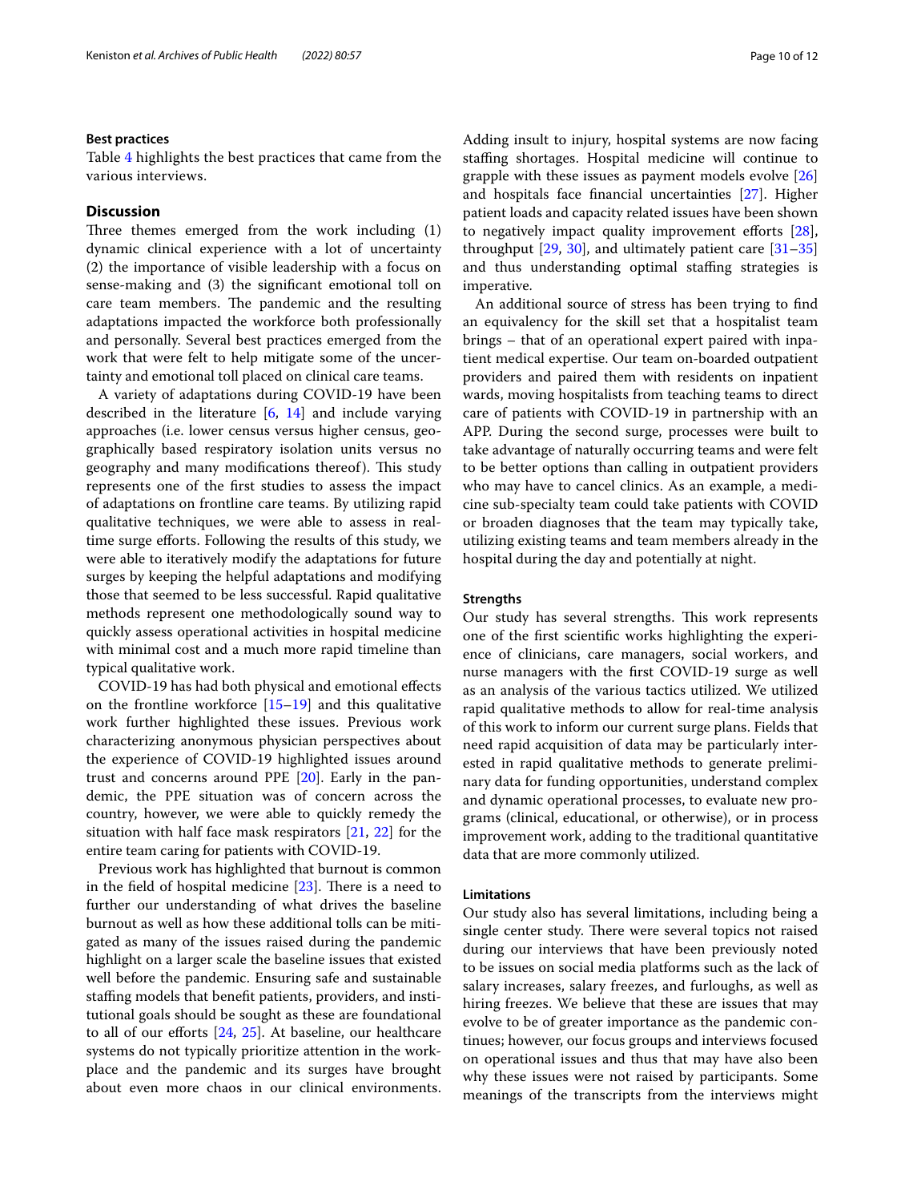### Best practices

Table 4 highlights the best practices that came from the various interviews.

## Discussion

Three themes emerged from the work including (1) dynamic clinical experience with a lot of uncertainty (2) the importance of visible leadership with a focus on sense-making and (3) the significant emotional toll on care team members. The pandemic and the resulting adaptations impacted the workforce both professionally and personally. Several best practices emerged from the work that were felt to help mitigate some of the uncertainty and emotional toll placed on clinical care teams.

A variety of adaptations during COVID-19 have been described in the literature [6, 14] and include varying approaches (i.e. lower census versus higher census, geographically based respiratory isolation units versus no geography and many modifications thereof). This study represents one of the first studies to assess the impact of adaptations on frontline care teams. By utilizing rapid qualitative techniques, we were able to assess in real-time surge efforts. Following the results of this study, we were able to iteratively modify the adaptations for future surges by keeping the helpful adaptations and modifying those that seemed to be less successful. Rapid qualitative methods represent one methodologically sound way to quickly assess operational activities in hospital medicine with minimal cost and a much more rapid timeline than typical qualitative work.

COVID-19 has had both physical and emotional effects on the frontline workforce [15–19] and this qualitative work further highlighted these issues. Previous work characterizing anonymous physician perspectives about the experience of COVID-19 highlighted issues around trust and concerns around PPE [20]. Early in the pandemic, the PPE situation was of concern across the country, however, we were able to quickly remedy the situation with half face mask respirators [21, 22] for the entire team caring for patients with COVID-19.

Previous work has highlighted that burnout is common in the field of hospital medicine [23]. There is a need to further our understanding of what drives the baseline burnout as well as how these additional tolls can be mitigated as many of the issues raised during the pandemic highlight on a larger scale the baseline issues that existed well before the pandemic. Ensuring safe and sustainable staffing models that benefit patients, providers, and institutional goals should be sought as these are foundational to all of our efforts [24, 25]. At baseline, our healthcare systems do not typically prioritize attention in the workplace and the pandemic and its surges have brought about even more chaos in our clinical environments. Adding insult to injury, hospital systems are now facing staffing shortages. Hospital medicine will continue to grapple with these issues as payment models evolve [26] and hospitals face financial uncertainties [27]. Higher patient loads and capacity related issues have been shown to negatively impact quality improvement efforts [28], throughput [29, 30], and ultimately patient care [31–35] and thus understanding optimal staffing strategies is imperative.

An additional source of stress has been trying to find an equivalency for the skill set that a hospitalist team brings – that of an operational expert paired with inpatient medical expertise. Our team on-boarded outpatient providers and paired them with residents on inpatient wards, moving hospitalists from teaching teams to direct care of patients with COVID-19 in partnership with an APP. During the second surge, processes were built to take advantage of naturally occurring teams and were felt to be better options than calling in outpatient providers who may have to cancel clinics. As an example, a medicine sub-specialty team could take patients with COVID or broaden diagnoses that the team may typically take, utilizing existing teams and team members already in the hospital during the day and potentially at night.

### Strengths

Our study has several strengths. This work represents one of the first scientific works highlighting the experience of clinicians, care managers, social workers, and nurse managers with the first COVID-19 surge as well as an analysis of the various tactics utilized. We utilized rapid qualitative methods to allow for real-time analysis of this work to inform our current surge plans. Fields that need rapid acquisition of data may be particularly interested in rapid qualitative methods to generate preliminary data for funding opportunities, understand complex and dynamic operational processes, to evaluate new programs (clinical, educational, or otherwise), or in process improvement work, adding to the traditional quantitative data that are more commonly utilized.

### Limitations

Our study also has several limitations, including being a single center study. There were several topics not raised during our interviews that have been previously noted to be issues on social media platforms such as the lack of salary increases, salary freezes, and furloughs, as well as hiring freezes. We believe that these are issues that may evolve to be of greater importance as the pandemic continues; however, our focus groups and interviews focused on operational issues and thus that may have also been why these issues were not raised by participants. Some meanings of the transcripts from the interviews might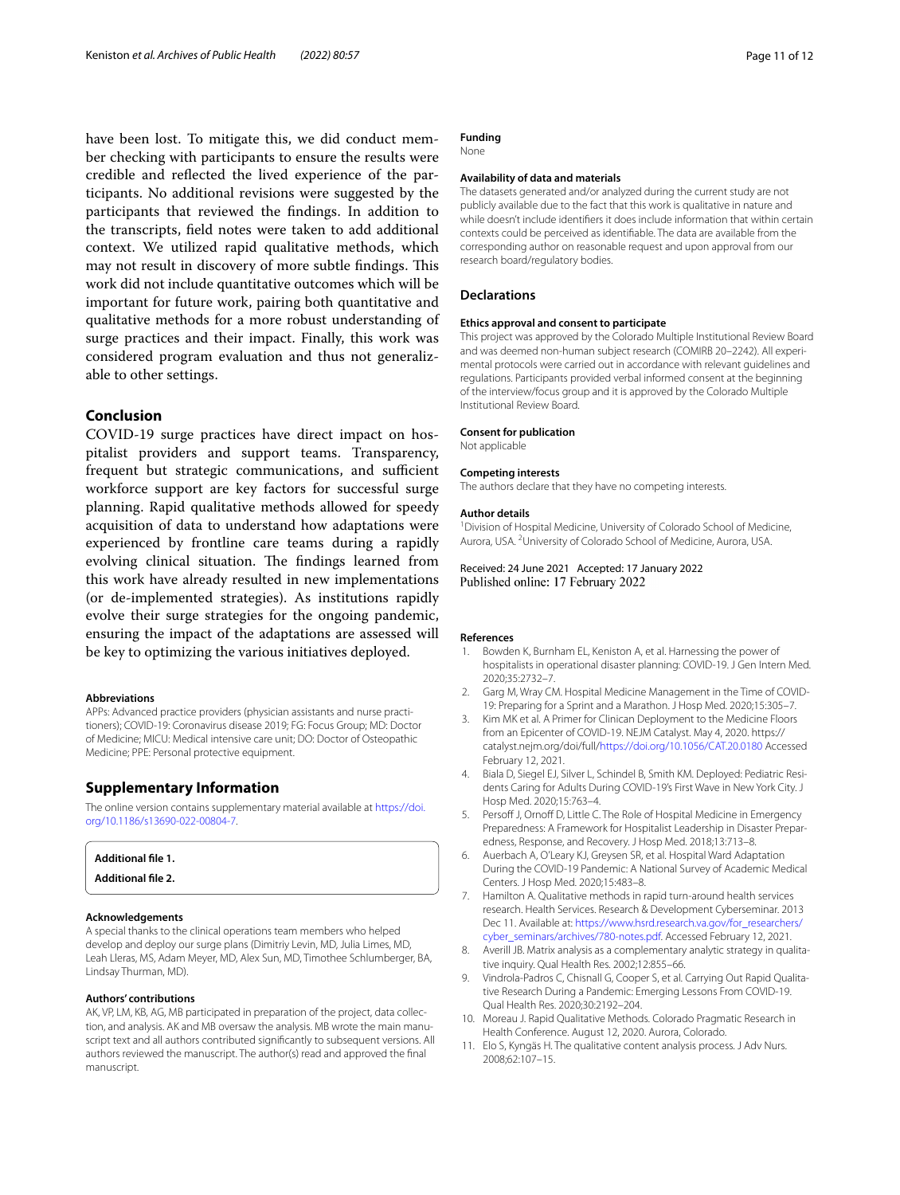have been lost. To mitigate this, we did conduct member checking with participants to ensure the results were credible and reflected the lived experience of the participants. No additional revisions were suggested by the participants that reviewed the findings. In addition to the transcripts, field notes were taken to add additional context. We utilized rapid qualitative methods, which may not result in discovery of more subtle findings. This work did not include quantitative outcomes which will be important for future work, pairing both quantitative and qualitative methods for a more robust understanding of surge practices and their impact. Finally, this work was considered program evaluation and thus not generalizable to other settings.

## Conclusion

COVID-19 surge practices have direct impact on hospitalist providers and support teams. Transparency, frequent but strategic communications, and sufficient workforce support are key factors for successful surge planning. Rapid qualitative methods allowed for speedy acquisition of data to understand how adaptations were experienced by frontline care teams during a rapidly evolving clinical situation. The findings learned from this work have already resulted in new implementations (or de-implemented strategies). As institutions rapidly evolve their surge strategies for the ongoing pandemic, ensuring the impact of the adaptations are assessed will be key to optimizing the various initiatives deployed.

### Abbreviations

APPs: Advanced practice providers (physician assistants and nurse practitioners); COVID-19: Coronavirus disease 2019; FG: Focus Group; MD: Doctor of Medicine; MICU: Medical intensive care unit; DO: Doctor of Osteopathic Medicine; PPE: Personal protective equipment.

## Supplementary Information

The online version contains supplementary material available at https://doi.org/10.1186/s13690-022-00804-7.

**Additional file 1.**

**Additional file 2.**

### Acknowledgements

A special thanks to the clinical operations team members who helped develop and deploy our surge plans (Dimitriy Levin, MD, Julia Limes, MD, Leah Lleras, MS, Adam Meyer, MD, Alex Sun, MD, Timothee Schlumberger, BA, Lindsay Thurman, MD).

### Authors' contributions

AK, VP, LM, KB, AG, MB participated in preparation of the project, data collection, and analysis. AK and MB oversaw the analysis. MB wrote the main manuscript text and all authors contributed significantly to subsequent versions. All authors reviewed the manuscript. The author(s) read and approved the final manuscript.

### Funding

None

### Availability of data and materials

The datasets generated and/or analyzed during the current study are not publicly available due to the fact that this work is qualitative in nature and while doesn't include identifiers it does include information that within certain contexts could be perceived as identifiable. The data are available from the corresponding author on reasonable request and upon approval from our research board/regulatory bodies.

## Declarations

### Ethics approval and consent to participate

This project was approved by the Colorado Multiple Institutional Review Board and was deemed non-human subject research (COMIRB 20–2242). All experimental protocols were carried out in accordance with relevant guidelines and regulations. Participants provided verbal informed consent at the beginning of the interview/focus group and it is approved by the Colorado Multiple Institutional Review Board.

### Consent for publication

Not applicable

### Competing interests

The authors declare that they have no competing interests.

### Author details

[1]Division of Hospital Medicine, University of Colorado School of Medicine, Aurora, USA. [2]University of Colorado School of Medicine, Aurora, USA.

Received: 24 June 2021 Accepted: 17 January 2022
Published online: 17 February 2022

### References

1. Bowden K, Burnham EL, Keniston A, et al. Harnessing the power of hospitalists in operational disaster planning: COVID-19. J Gen Intern Med. 2020;35:2732–7.
2. Garg M, Wray CM. Hospital Medicine Management in the Time of COVID-19: Preparing for a Sprint and a Marathon. J Hosp Med. 2020;15:305–7.
3. Kim MK et al. A Primer for Clinican Deployment to the Medicine Floors from an Epicenter of COVID-19. NEJM Catalyst. May 4, 2020. https://catalyst.nejm.org/doi/full/https://doi.org/10.1056/CAT.20.0180 Accessed February 12, 2021.
4. Biala D, Siegel EJ, Silver L, Schindel B, Smith KM. Deployed: Pediatric Residents Caring for Adults During COVID-19's First Wave in New York City. J Hosp Med. 2020;15:763–4.
5. Persoff J, Ornoff D, Little C. The Role of Hospital Medicine in Emergency Preparedness: A Framework for Hospitalist Leadership in Disaster Preparedness, Response, and Recovery. J Hosp Med. 2018;13:713–8.
6. Auerbach A, O'Leary KJ, Greysen SR, et al. Hospital Ward Adaptation During the COVID-19 Pandemic: A National Survey of Academic Medical Centers. J Hosp Med. 2020;15:483–8.
7. Hamilton A. Qualitative methods in rapid turn-around health services research. Health Services. Research & Development Cyberseminar. 2013 Dec 11. Available at: https://www.hsrd.research.va.gov/for_researchers/cyber_seminars/archives/780-notes.pdf. Accessed February 12, 2021.
8. Averill JB. Matrix analysis as a complementary analytic strategy in qualitative inquiry. Qual Health Res. 2002;12:855–66.
9. Vindrola-Padros C, Chisnall G, Cooper S, et al. Carrying Out Rapid Qualitative Research During a Pandemic: Emerging Lessons From COVID-19. Qual Health Res. 2020;30:2192–204.
10. Moreau J. Rapid Qualitative Methods. Colorado Pragmatic Research in Health Conference. August 12, 2020. Aurora, Colorado.
11. Elo S, Kyngäs H. The qualitative content analysis process. J Adv Nurs. 2008;62:107–15.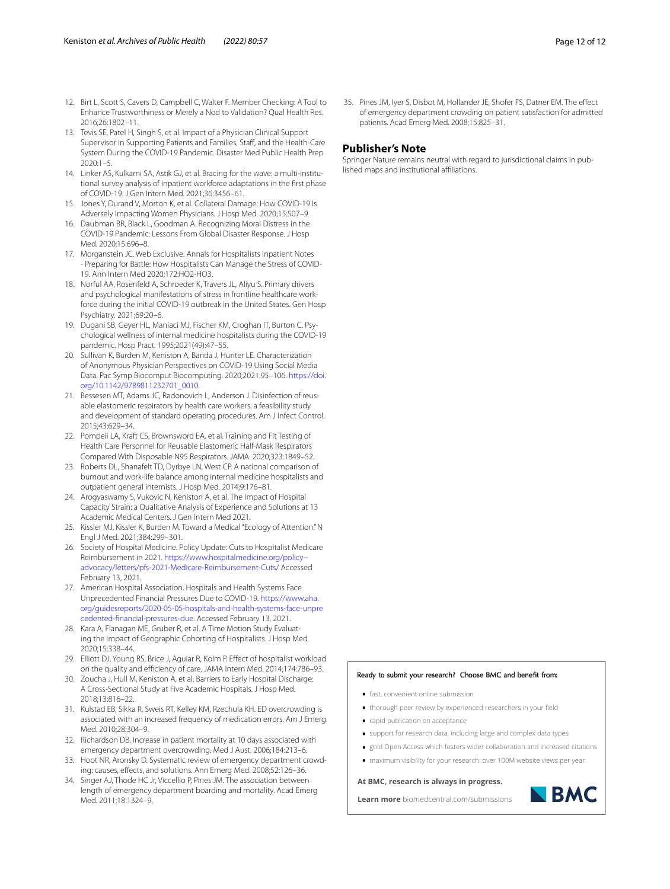12. Birt L, Scott S, Cavers D, Campbell C, Walter F. Member Checking: A Tool to Enhance Trustworthiness or Merely a Nod to Validation? Qual Health Res. 2016;26:1802–11.
13. Tevis SE, Patel H, Singh S, et al. Impact of a Physician Clinical Support Supervisor in Supporting Patients and Families, Staff, and the Health-Care System During the COVID-19 Pandemic. Disaster Med Public Health Prep 2020:1–5.
14. Linker AS, Kulkarni SA, Astik GJ, et al. Bracing for the wave: a multi-institutional survey analysis of inpatient workforce adaptations in the first phase of COVID-19. J Gen Intern Med. 2021;36:3456–61.
15. Jones Y, Durand V, Morton K, et al. Collateral Damage: How COVID-19 Is Adversely Impacting Women Physicians. J Hosp Med. 2020;15:507–9.
16. Daubman BR, Black L, Goodman A. Recognizing Moral Distress in the COVID-19 Pandemic: Lessons From Global Disaster Response. J Hosp Med. 2020;15:696–8.
17. Morganstein JC. Web Exclusive. Annals for Hospitalists Inpatient Notes - Preparing for Battle: How Hospitalists Can Manage the Stress of COVID-19. Ann Intern Med 2020;172:HO2-HO3.
18. Norful AA, Rosenfeld A, Schroeder K, Travers JL, Aliyu S. Primary drivers and psychological manifestations of stress in frontline healthcare workforce during the initial COVID-19 outbreak in the United States. Gen Hosp Psychiatry. 2021;69:20–6.
19. Dugani SB, Geyer HL, Maniaci MJ, Fischer KM, Croghan IT, Burton C. Psychological wellness of internal medicine hospitalists during the COVID-19 pandemic. Hosp Pract. 1995;2021(49):47–55.
20. Sullivan K, Burden M, Keniston A, Banda J, Hunter LE. Characterization of Anonymous Physician Perspectives on COVID-19 Using Social Media Data. Pac Symp Biocomput Biocomputing. 2020;2021:95–106. https://doi.org/10.1142/9789811232701_0010.
21. Bessesen MT, Adams JC, Radonovich L, Anderson J. Disinfection of reusable elastomeric respirators by health care workers: a feasibility study and development of standard operating procedures. Am J Infect Control. 2015;43:629–34.
22. Pompeii LA, Kraft CS, Brownsword EA, et al. Training and Fit Testing of Health Care Personnel for Reusable Elastomeric Half-Mask Respirators Compared With Disposable N95 Respirators. JAMA. 2020;323:1849–52.
23. Roberts DL, Shanafelt TD, Dyrbye LN, West CP. A national comparison of burnout and work-life balance among internal medicine hospitalists and outpatient general internists. J Hosp Med. 2014;9:176–81.
24. Arogyaswamy S, Vukovic N, Keniston A, et al. The Impact of Hospital Capacity Strain: a Qualitative Analysis of Experience and Solutions at 13 Academic Medical Centers. J Gen Intern Med 2021.
25. Kissler MJ, Kissler K, Burden M. Toward a Medical "Ecology of Attention." N Engl J Med. 2021;384:299–301.
26. Society of Hospital Medicine. Policy Update: Cuts to Hospitalist Medicare Reimbursement in 2021. https://www.hospitalmedicine.org/policy--advocacy/letters/pfs-2021-Medicare-Reimbursement-Cuts/ Accessed February 13, 2021.
27. American Hospital Association. Hospitals and Health Systems Face Unprecedented Financial Pressures Due to COVID-19. https://www.aha.org/guidesreports/2020-05-05-hospitals-and-health-systems-face-unprecedented-financial-pressures-due. Accessed February 13, 2021.
28. Kara A, Flanagan ME, Gruber R, et al. A Time Motion Study Evaluating the Impact of Geographic Cohorting of Hospitalists. J Hosp Med. 2020;15:338–44.
29. Elliott DJ, Young RS, Brice J, Aguiar R, Kolm P. Effect of hospitalist workload on the quality and efficiency of care. JAMA Intern Med. 2014;174:786–93.
30. Zoucha J, Hull M, Keniston A, et al. Barriers to Early Hospital Discharge: A Cross-Sectional Study at Five Academic Hospitals. J Hosp Med. 2018;13:816–22.
31. Kulstad EB, Sikka R, Sweis RT, Kelley KM, Rzechula KH. ED overcrowding is associated with an increased frequency of medication errors. Am J Emerg Med. 2010;28:304–9.
32. Richardson DB. Increase in patient mortality at 10 days associated with emergency department overcrowding. Med J Aust. 2006;184:213–6.
33. Hoot NR, Aronsky D. Systematic review of emergency department crowding: causes, effects, and solutions. Ann Emerg Med. 2008;52:126–36.
34. Singer AJ, Thode HC Jr, Viccellio P, Pines JM. The association between length of emergency department boarding and mortality. Acad Emerg Med. 2011;18:1324–9.
35. Pines JM, Iyer S, Disbot M, Hollander JE, Shofer FS, Datner EM. The effect of emergency department crowding on patient satisfaction for admitted patients. Acad Emerg Med. 2008;15:825–31.

## Publisher's Note

Springer Nature remains neutral with regard to jurisdictional claims in published maps and institutional affiliations.

Ready to submit your research? Choose BMC and benefit from:

- fast, convenient online submission
- thorough peer review by experienced researchers in your field
- rapid publication on acceptance
- support for research data, including large and complex data types
- gold Open Access which fosters wider collaboration and increased citations
- maximum visibility for your research: over 100M website views per year

**At BMC, research is always in progress.**

**Learn more** biomedcentral.com/submissions

BMC